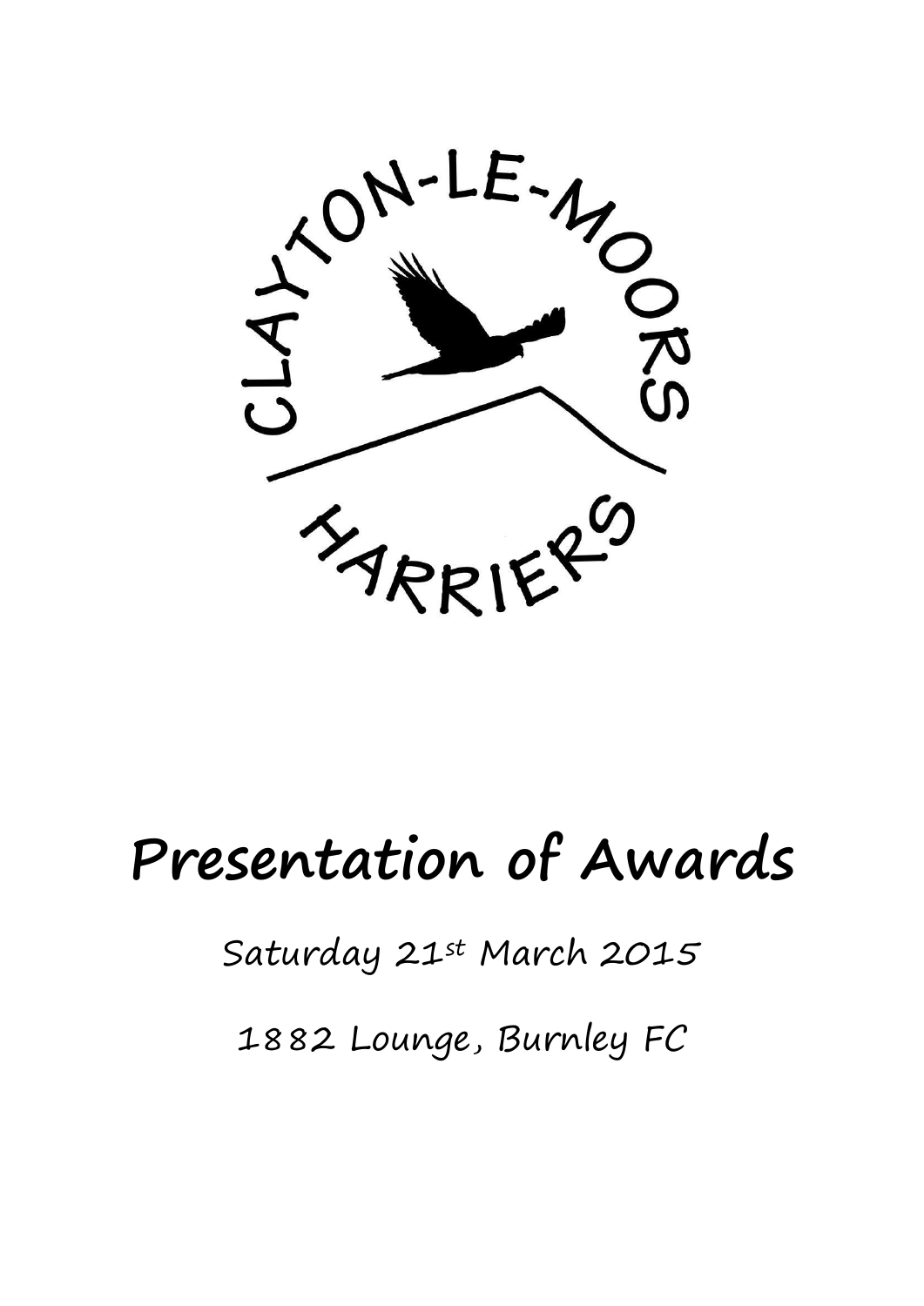CLAYTON-LE-MOORS HARRIERS

# Presentation of Awards

Saturday 21st March 2015

1882 Lounge, Burnley FC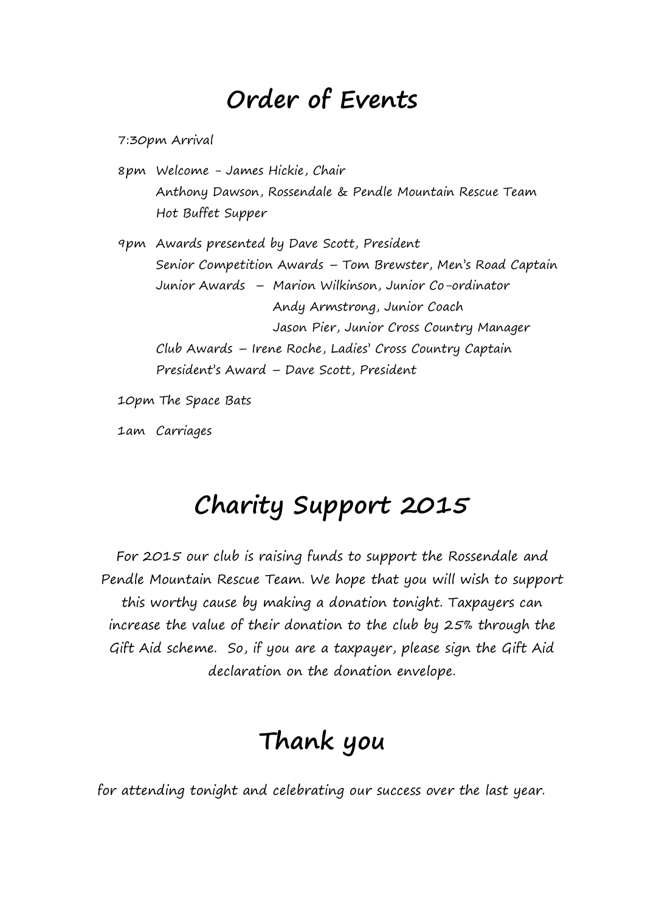# Order of Events

7:30pm Arrival

8pm Welcome - James Hickie, Chair
Anthony Dawson, Rossendale & Pendle Mountain Rescue Team
Hot Buffet Supper

9pm Awards presented by Dave Scott, President
Senior Competition Awards – Tom Brewster, Men's Road Captain
Junior Awards – Marion Wilkinson, Junior Co-ordinator
Andy Armstrong, Junior Coach
Jason Pier, Junior Cross Country Manager
Club Awards – Irene Roche, Ladies' Cross Country Captain
President's Award – Dave Scott, President

10pm The Space Bats

1am Carriages

# Charity Support 2015

For 2015 our club is raising funds to support the Rossendale and Pendle Mountain Rescue Team. We hope that you will wish to support this worthy cause by making a donation tonight. Taxpayers can increase the value of their donation to the club by 25% through the Gift Aid scheme. So, if you are a taxpayer, please sign the Gift Aid declaration on the donation envelope.

# Thank you

for attending tonight and celebrating our success over the last year.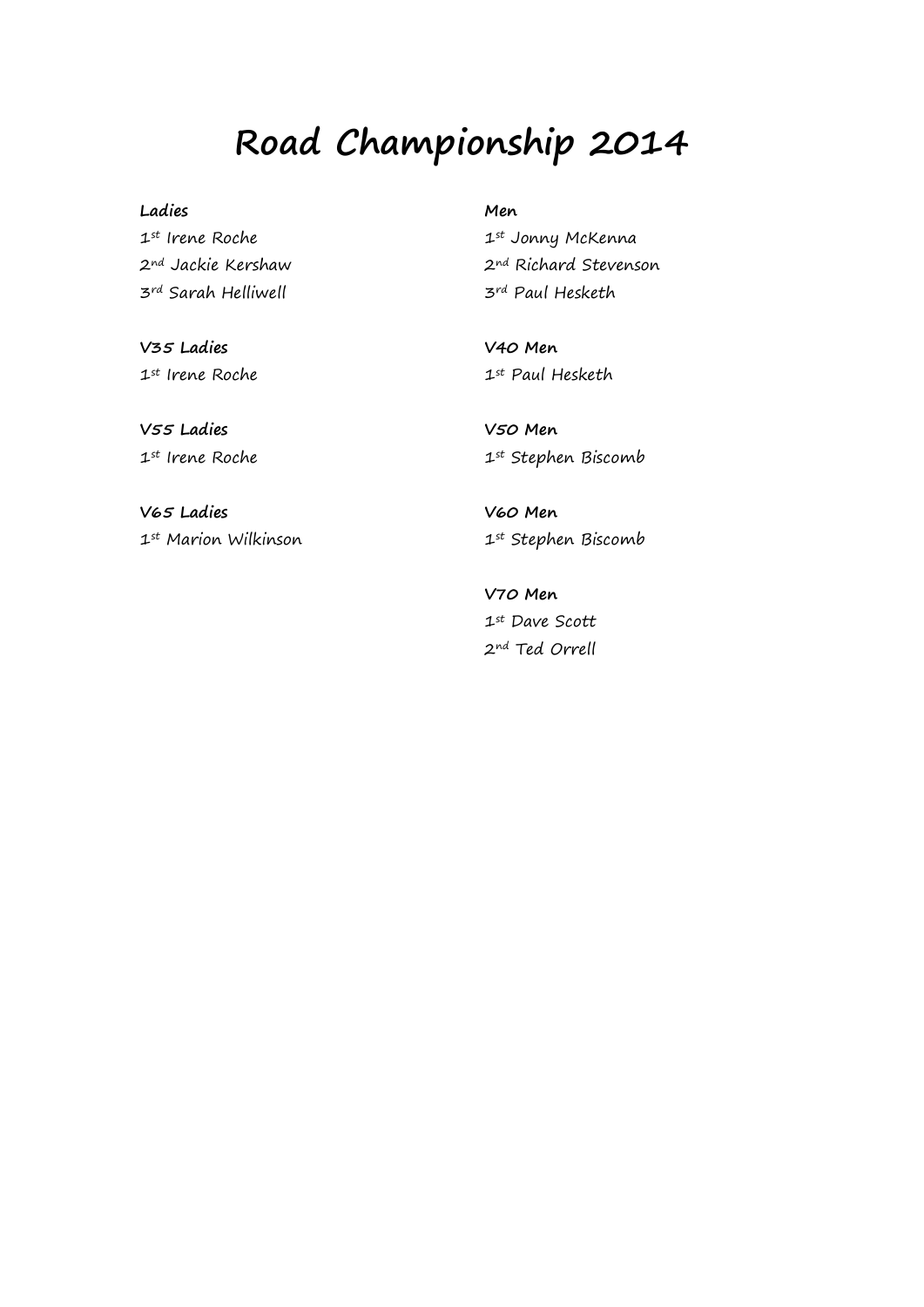# Road Championship 2014

**Ladies**

1st Irene Roche
2nd Jackie Kershaw
3rd Sarah Helliwell

**V35 Ladies**

1st Irene Roche

**V55 Ladies**

1st Irene Roche

**V65 Ladies**

1st Marion Wilkinson

**Men**

1st Jonny McKenna
2nd Richard Stevenson
3rd Paul Hesketh

**V40 Men**

1st Paul Hesketh

**V50 Men**

1st Stephen Biscomb

**V60 Men**

1st Stephen Biscomb

**V70 Men**

1st Dave Scott
2nd Ted Orrell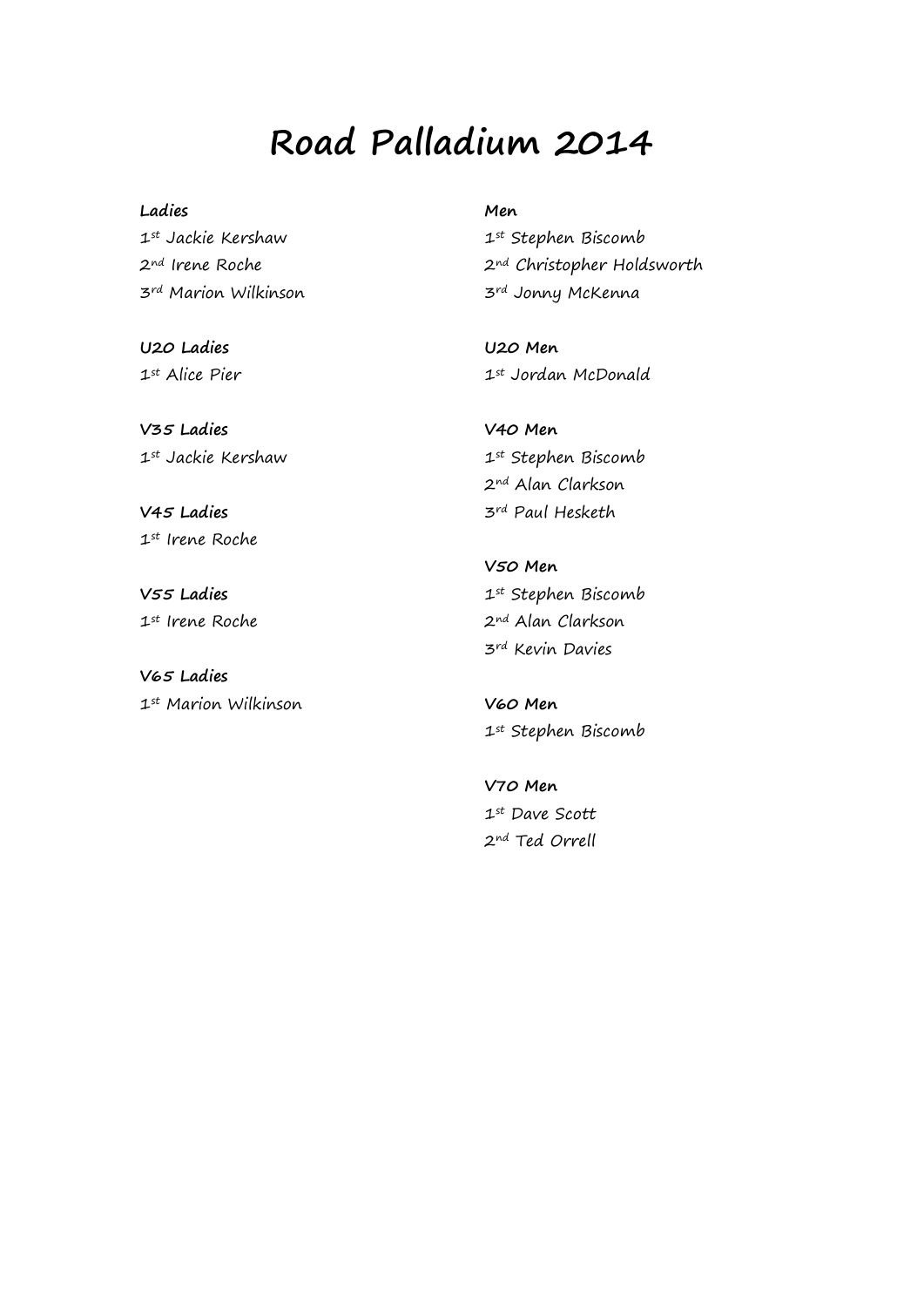# Road Palladium 2014

**Ladies**

1st Jackie Kershaw
2nd Irene Roche
3rd Marion Wilkinson

**U20 Ladies**

1st Alice Pier

**V35 Ladies**

1st Jackie Kershaw

**V45 Ladies**

1st Irene Roche

**V55 Ladies**

1st Irene Roche

**V65 Ladies**

1st Marion Wilkinson

**Men**

1st Stephen Biscomb
2nd Christopher Holdsworth
3rd Jonny McKenna

**U20 Men**

1st Jordan McDonald

**V40 Men**

1st Stephen Biscomb
2nd Alan Clarkson
3rd Paul Hesketh

**V50 Men**

1st Stephen Biscomb
2nd Alan Clarkson
3rd Kevin Davies

**V60 Men**

1st Stephen Biscomb

**V70 Men**

1st Dave Scott
2nd Ted Orrell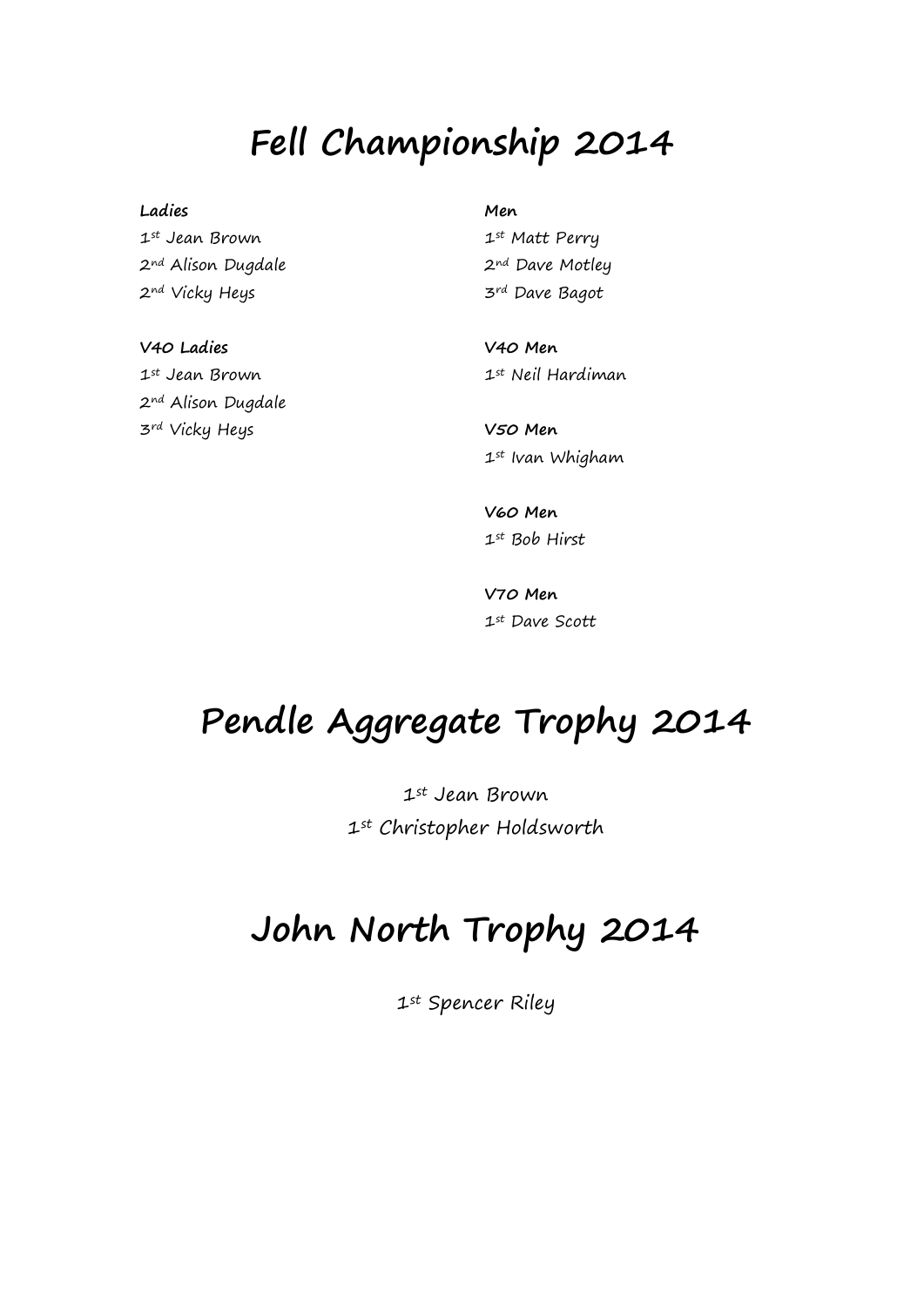# Fell Championship 2014

**Ladies**

1st Jean Brown
2nd Alison Dugdale
2nd Vicky Heys

**V40 Ladies**

1st Jean Brown
2nd Alison Dugdale
3rd Vicky Heys

**Men**

1st Matt Perry
2nd Dave Motley
3rd Dave Bagot

**V40 Men**

1st Neil Hardiman

**V50 Men**

1st Ivan Whigham

**V60 Men**

1st Bob Hirst

**V70 Men**

1st Dave Scott

# Pendle Aggregate Trophy 2014

1st Jean Brown
1st Christopher Holdsworth

# John North Trophy 2014

1st Spencer Riley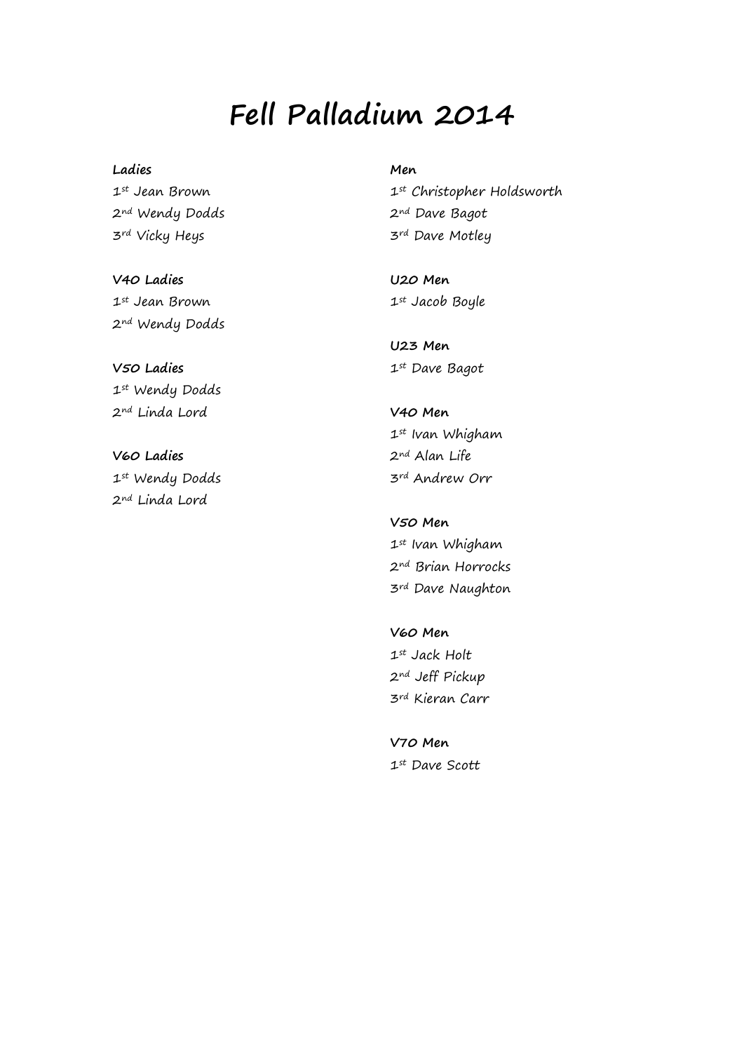# Fell Palladium 2014

**Ladies**

1st Jean Brown
2nd Wendy Dodds
3rd Vicky Heys

**V40 Ladies**

1st Jean Brown
2nd Wendy Dodds

**V50 Ladies**

1st Wendy Dodds
2nd Linda Lord

**V60 Ladies**

1st Wendy Dodds
2nd Linda Lord

**Men**

1st Christopher Holdsworth
2nd Dave Bagot
3rd Dave Motley

**U20 Men**

1st Jacob Boyle

**U23 Men**

1st Dave Bagot

**V40 Men**

1st Ivan Whigham
2nd Alan Life
3rd Andrew Orr

**V50 Men**

1st Ivan Whigham
2nd Brian Horrocks
3rd Dave Naughton

**V60 Men**

1st Jack Holt
2nd Jeff Pickup
3rd Kieran Carr

**V70 Men**

1st Dave Scott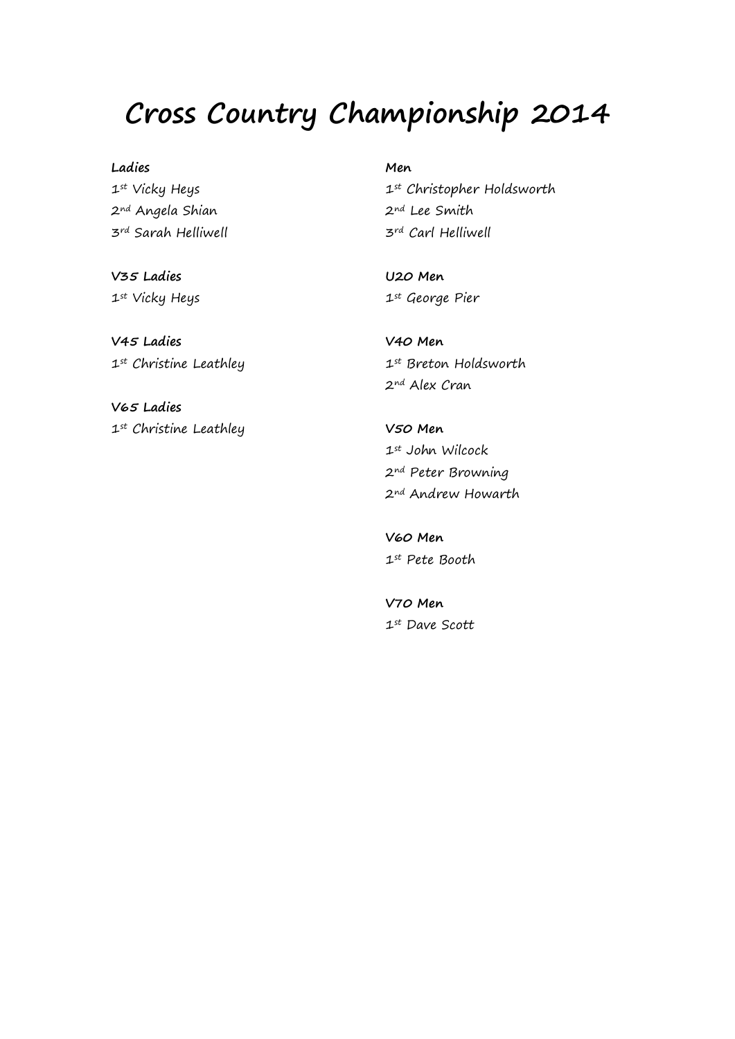# Cross Country Championship 2014

**Ladies**

1st Vicky Heys
2nd Angela Shian
3rd Sarah Helliwell

**V35 Ladies**

1st Vicky Heys

**V45 Ladies**

1st Christine Leathley

**V65 Ladies**

1st Christine Leathley

**Men**

1st Christopher Holdsworth
2nd Lee Smith
3rd Carl Helliwell

**U20 Men**

1st George Pier

**V40 Men**

1st Breton Holdsworth
2nd Alex Cran

**V50 Men**

1st John Wilcock
2nd Peter Browning
2nd Andrew Howarth

**V60 Men**

1st Pete Booth

**V70 Men**

1st Dave Scott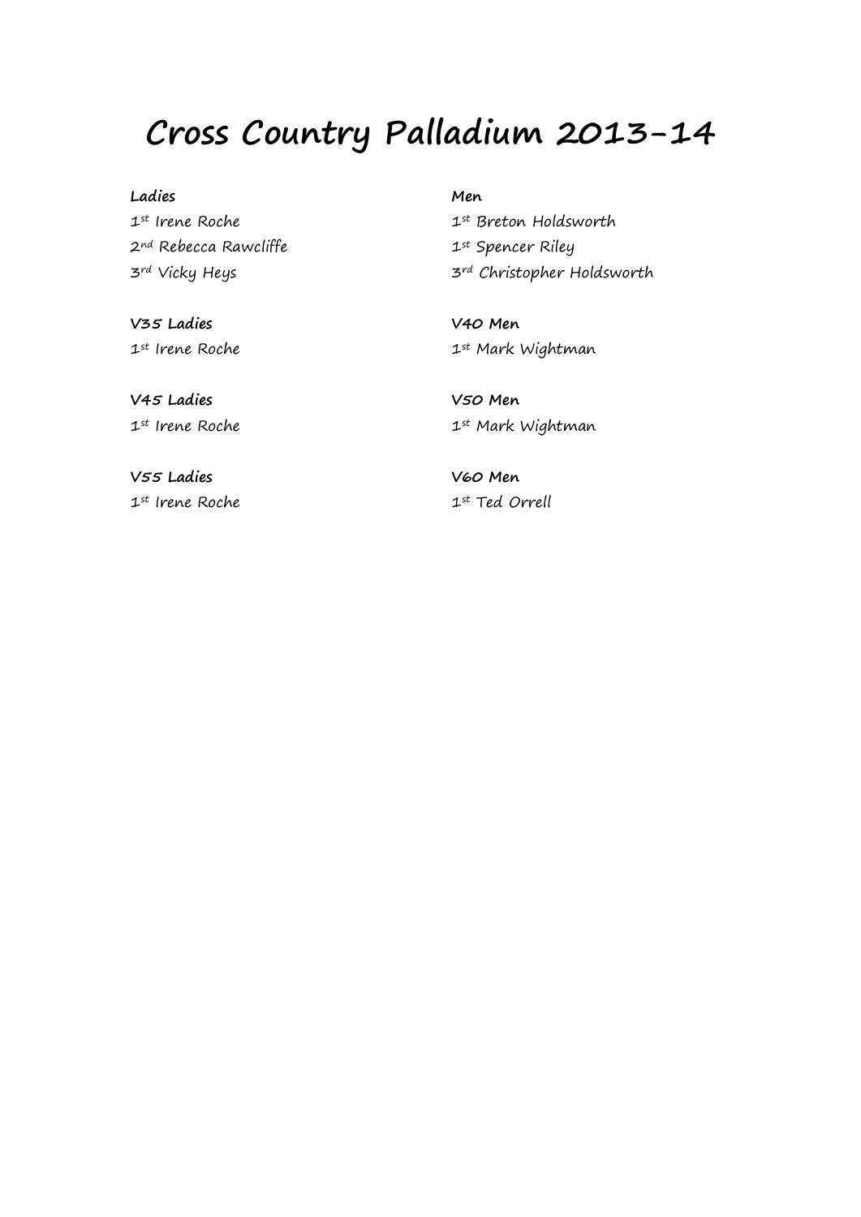# Cross Country Palladium 2013-14

**Ladies**
1st Irene Roche
2nd Rebecca Rawcliffe
3rd Vicky Heys

**V35 Ladies**
1st Irene Roche

**V45 Ladies**
1st Irene Roche

**V55 Ladies**
1st Irene Roche

**Men**
1st Breton Holdsworth
1st Spencer Riley
3rd Christopher Holdsworth

**V40 Men**
1st Mark Wightman

**V50 Men**
1st Mark Wightman

**V60 Men**
1st Ted Orrell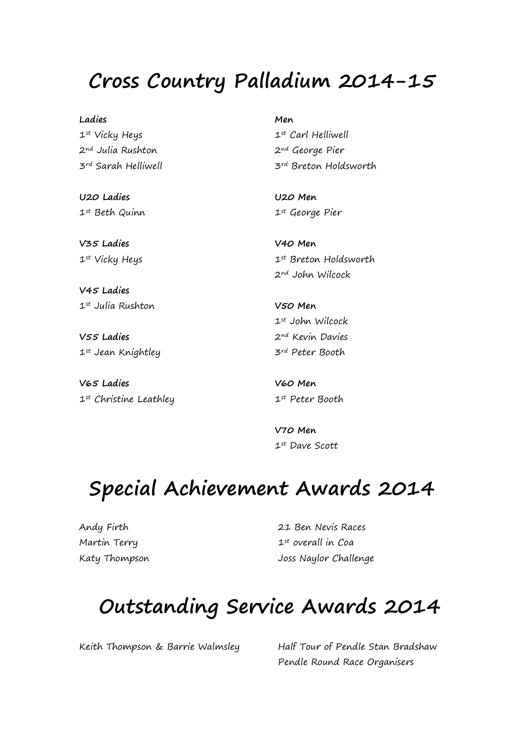# Cross Country Palladium 2014-15

**Ladies**
1st Vicky Heys
2nd Julia Rushton
3rd Sarah Helliwell

**U20 Ladies**
1st Beth Quinn

**V35 Ladies**
1st Vicky Heys

**V45 Ladies**
1st Julia Rushton

**V55 Ladies**
1st Jean Knightley

**V65 Ladies**
1st Christine Leathley

**Men**
1st Carl Helliwell
2nd George Pier
3rd Breton Holdsworth

**U20 Men**
1st George Pier

**V40 Men**
1st Breton Holdsworth
2nd John Wilcock

**V50 Men**
1st John Wilcock
2nd Kevin Davies
3rd Peter Booth

**V60 Men**
1st Peter Booth

**V70 Men**
1st Dave Scott

# Special Achievement Awards 2014

| | |
|---|---|
| Andy Firth | 21 Ben Nevis Races |
| Martin Terry | 1st overall in Coa |
| Katy Thompson | Joss Naylor Challenge |

# Outstanding Service Awards 2014

| | |
|---|---|
| Keith Thompson & Barrie Walmsley | Half Tour of Pendle Stan Bradshaw Pendle Round Race Organisers |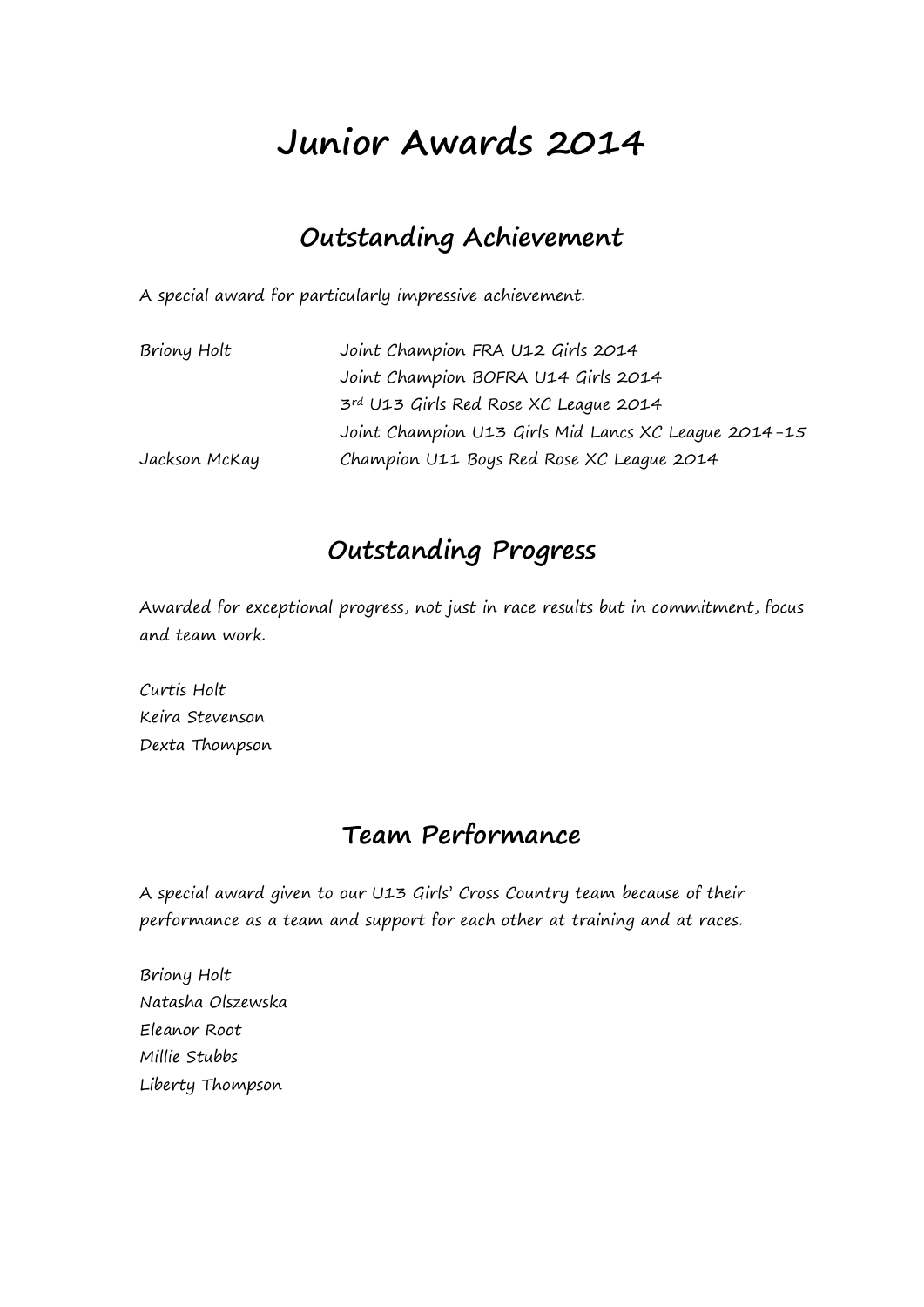# Junior Awards 2014

## Outstanding Achievement

A special award for particularly impressive achievement.

| | |
|---|---|
| Briony Holt | Joint Champion FRA U12 Girls 2014 |
| | Joint Champion BOFRA U14 Girls 2014 |
| | 3rd U13 Girls Red Rose XC League 2014 |
| | Joint Champion U13 Girls Mid Lancs XC League 2014-15 |
| Jackson McKay | Champion U11 Boys Red Rose XC League 2014 |

## Outstanding Progress

Awarded for exceptional progress, not just in race results but in commitment, focus and team work.

Curtis Holt
Keira Stevenson
Dexta Thompson

## Team Performance

A special award given to our U13 Girls' Cross Country team because of their performance as a team and support for each other at training and at races.

Briony Holt
Natasha Olszewska
Eleanor Root
Millie Stubbs
Liberty Thompson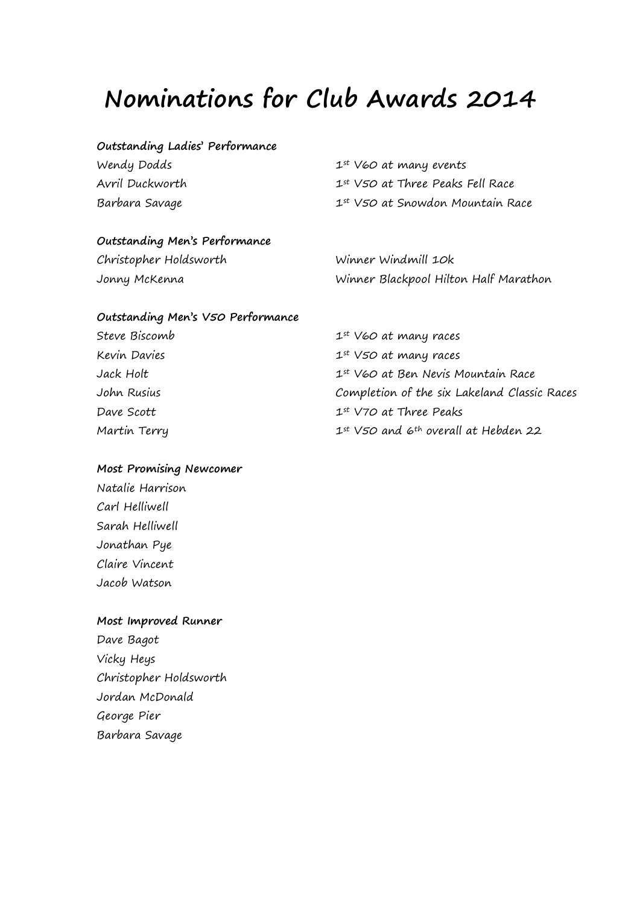# Nominations for Club Awards 2014

**Outstanding Ladies' Performance**

| | |
|---|---|
| Wendy Dodds | 1st V60 at many events |
| Avril Duckworth | 1st V50 at Three Peaks Fell Race |
| Barbara Savage | 1st V50 at Snowdon Mountain Race |

**Outstanding Men's Performance**

| | |
|---|---|
| Christopher Holdsworth | Winner Windmill 10k |
| Jonny McKenna | Winner Blackpool Hilton Half Marathon |

**Outstanding Men's V50 Performance**

| | |
|---|---|
| Steve Biscomb | 1st V60 at many races |
| Kevin Davies | 1st V50 at many races |
| Jack Holt | 1st V60 at Ben Nevis Mountain Race |
| John Rusius | Completion of the six Lakeland Classic Races |
| Dave Scott | 1st V70 at Three Peaks |
| Martin Terry | 1st V50 and 6th overall at Hebden 22 |

**Most Promising Newcomer**

Natalie Harrison
Carl Helliwell
Sarah Helliwell
Jonathan Pye
Claire Vincent
Jacob Watson

**Most Improved Runner**

Dave Bagot
Vicky Heys
Christopher Holdsworth
Jordan McDonald
George Pier
Barbara Savage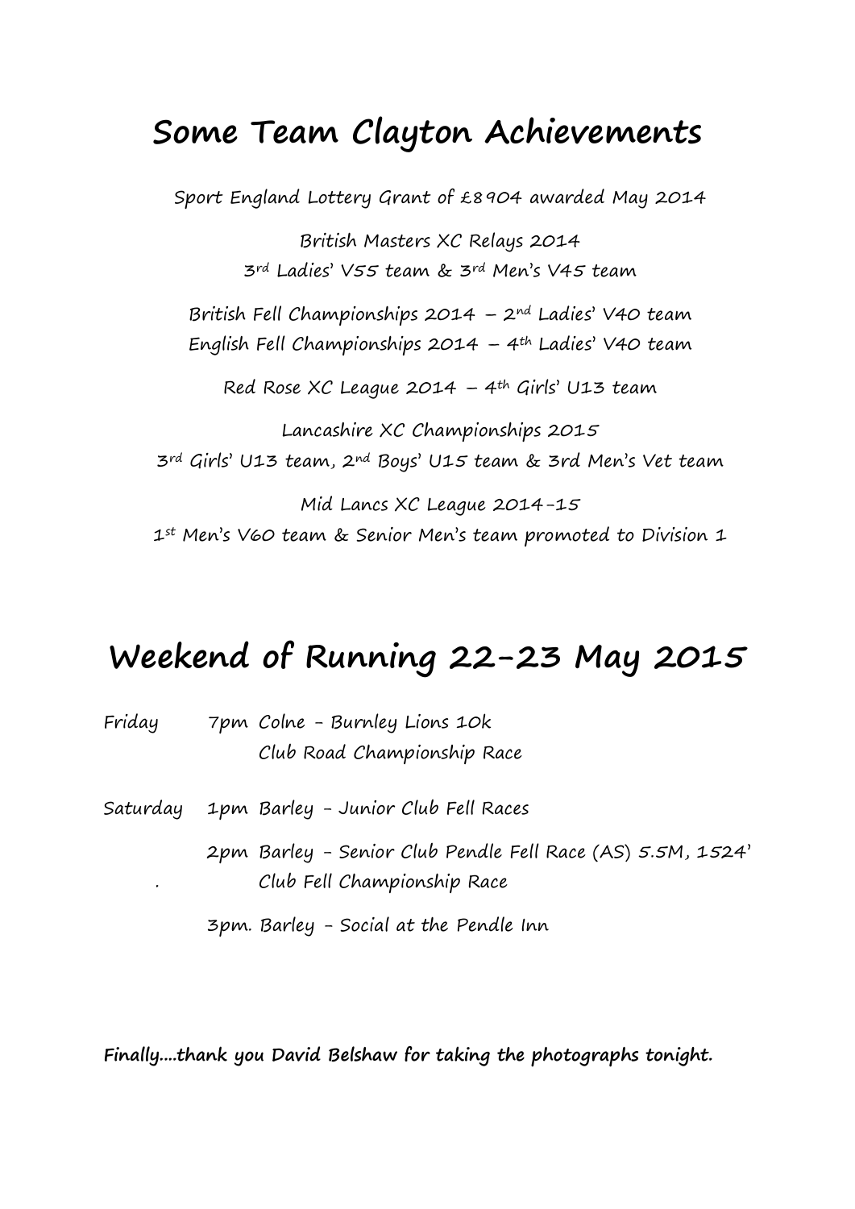# Some Team Clayton Achievements

Sport England Lottery Grant of £8904 awarded May 2014

British Masters XC Relays 2014
3rd Ladies' V55 team & 3rd Men's V45 team

British Fell Championships 2014 – 2nd Ladies' V40 team
English Fell Championships 2014 – 4th Ladies' V40 team

Red Rose XC League 2014 – 4th Girls' U13 team

Lancashire XC Championships 2015
3rd Girls' U13 team, 2nd Boys' U15 team & 3rd Men's Vet team

Mid Lancs XC League 2014-15
1st Men's V60 team & Senior Men's team promoted to Division 1

# Weekend of Running 22-23 May 2015

Friday 7pm Colne - Burnley Lions 10k
Club Road Championship Race

Saturday 1pm Barley - Junior Club Fell Races

2pm Barley - Senior Club Pendle Fell Race (AS) 5.5M, 1524'
Club Fell Championship Race

3pm. Barley - Social at the Pendle Inn

**Finally….thank you David Belshaw for taking the photographs tonight.**